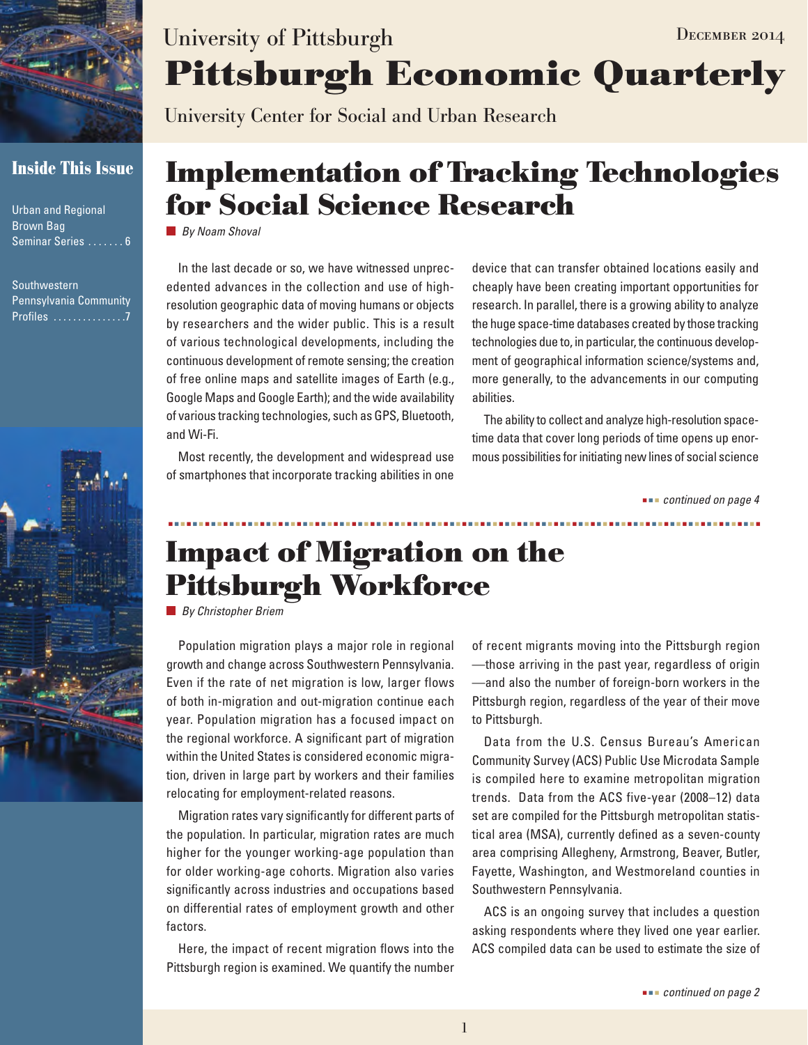University of Pittsburgh

# Pittsburgh Economic Quarterly

University Center for Social and Urban Research

December 2014

## Inside This Issue

Urban and Regional Brown Bag Seminar Series . . . . . . . 6

Southwestern Pennsylvania Community Profiles . . . . . . . . . . . . . . .7

## Implementation of Tracking Technologies for Social Science Research

*By Noam Shoval*

In the last decade or so, we have witnessed unprecedented advances in the collection and use of high-resolution geographic data of moving humans or objects by researchers and the wider public. This is a result of various technological developments, including the continuous development of remote sensing; the creation of free online maps and satellite images of Earth (e.g., Google Maps and Google Earth); and the wide availability of various tracking technologies, such as GPS, Bluetooth, and Wi-Fi.

Most recently, the development and widespread use of smartphones that incorporate tracking abilities in one device that can transfer obtained locations easily and cheaply have been creating important opportunities for research. In parallel, there is a growing ability to analyze the huge space-time databases created by those tracking technologies due to, in particular, the continuous development of geographical information science/systems and, more generally, to the advancements in our computing abilities.

The ability to collect and analyze high-resolution space-time data that cover long periods of time opens up enormous possibilities for initiating new lines of social science

*continued on page 4*

## Impact of Migration on the Pittsburgh Workforce

*By Christopher Briem*

Population migration plays a major role in regional growth and change across Southwestern Pennsylvania. Even if the rate of net migration is low, larger flows of both in-migration and out-migration continue each year. Population migration has a focused impact on the regional workforce. A significant part of migration within the United States is considered economic migration, driven in large part by workers and their families relocating for employment-related reasons.

Migration rates vary significantly for different parts of the population. In particular, migration rates are much higher for the younger working-age population than for older working-age cohorts. Migration also varies significantly across industries and occupations based on differential rates of employment growth and other factors.

Here, the impact of recent migration flows into the Pittsburgh region is examined. We quantify the number of recent migrants moving into the Pittsburgh region —those arriving in the past year, regardless of origin —and also the number of foreign-born workers in the Pittsburgh region, regardless of the year of their move to Pittsburgh.

Data from the U.S. Census Bureau's American Community Survey (ACS) Public Use Microdata Sample is compiled here to examine metropolitan migration trends. Data from the ACS five-year (2008–12) data set are compiled for the Pittsburgh metropolitan statistical area (MSA), currently defined as a seven-county area comprising Allegheny, Armstrong, Beaver, Butler, Fayette, Washington, and Westmoreland counties in Southwestern Pennsylvania.

ACS is an ongoing survey that includes a question asking respondents where they lived one year earlier. ACS compiled data can be used to estimate the size of

*continued on page 2*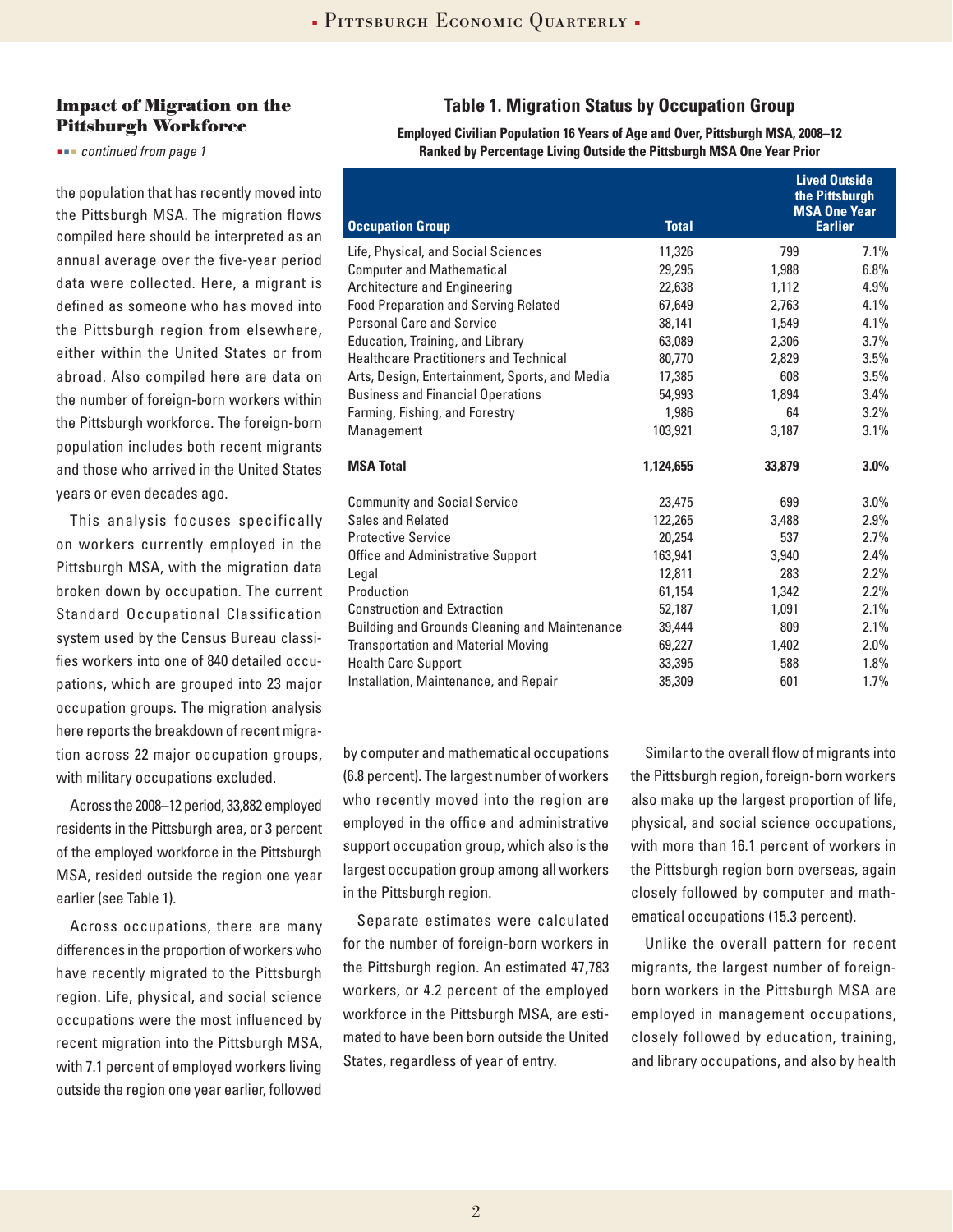## Impact of Migration on the Pittsburgh Workforce

*continued from page 1*

the population that has recently moved into the Pittsburgh MSA. The migration flows compiled here should be interpreted as an annual average over the five-year period data were collected. Here, a migrant is defined as someone who has moved into the Pittsburgh region from elsewhere, either within the United States or from abroad. Also compiled here are data on the number of foreign-born workers within the Pittsburgh workforce. The foreign-born population includes both recent migrants and those who arrived in the United States years or even decades ago.

This analysis focuses specifically on workers currently employed in the Pittsburgh MSA, with the migration data broken down by occupation. The current Standard Occupational Classification system used by the Census Bureau classifies workers into one of 840 detailed occupations, which are grouped into 23 major occupation groups. The migration analysis here reports the breakdown of recent migration across 22 major occupation groups, with military occupations excluded.

Across the 2008–12 period, 33,882 employed residents in the Pittsburgh area, or 3 percent of the employed workforce in the Pittsburgh MSA, resided outside the region one year earlier (see Table 1).

### Table 1. Migration Status by Occupation Group

**Employed Civilian Population 16 Years of Age and Over, Pittsburgh MSA, 2008–12**
**Ranked by Percentage Living Outside the Pittsburgh MSA One Year Prior**

| Occupation Group | Total | Lived Outside the Pittsburgh MSA One Year Earlier | |
|---|---|---|---|
| Life, Physical, and Social Sciences | 11,326 | 799 | 7.1% |
| Computer and Mathematical | 29,295 | 1,988 | 6.8% |
| Architecture and Engineering | 22,638 | 1,112 | 4.9% |
| Food Preparation and Serving Related | 67,649 | 2,763 | 4.1% |
| Personal Care and Service | 38,141 | 1,549 | 4.1% |
| Education, Training, and Library | 63,089 | 2,306 | 3.7% |
| Healthcare Practitioners and Technical | 80,770 | 2,829 | 3.5% |
| Arts, Design, Entertainment, Sports, and Media | 17,385 | 608 | 3.5% |
| Business and Financial Operations | 54,993 | 1,894 | 3.4% |
| Farming, Fishing, and Forestry | 1,986 | 64 | 3.2% |
| Management | 103,921 | 3,187 | 3.1% |
| **MSA Total** | **1,124,655** | **33,879** | **3.0%** |
| Community and Social Service | 23,475 | 699 | 3.0% |
| Sales and Related | 122,265 | 3,488 | 2.9% |
| Protective Service | 20,254 | 537 | 2.7% |
| Office and Administrative Support | 163,941 | 3,940 | 2.4% |
| Legal | 12,811 | 283 | 2.2% |
| Production | 61,154 | 1,342 | 2.2% |
| Construction and Extraction | 52,187 | 1,091 | 2.1% |
| Building and Grounds Cleaning and Maintenance | 39,444 | 809 | 2.1% |
| Transportation and Material Moving | 69,227 | 1,402 | 2.0% |
| Health Care Support | 33,395 | 588 | 1.8% |
| Installation, Maintenance, and Repair | 35,309 | 601 | 1.7% |

Across occupations, there are many differences in the proportion of workers who have recently migrated to the Pittsburgh region. Life, physical, and social science occupations were the most influenced by recent migration into the Pittsburgh MSA, with 7.1 percent of employed workers living outside the region one year earlier, followed by computer and mathematical occupations (6.8 percent). The largest number of workers who recently moved into the region are employed in the office and administrative support occupation group, which also is the largest occupation group among all workers in the Pittsburgh region.

Separate estimates were calculated for the number of foreign-born workers in the Pittsburgh region. An estimated 47,783 workers, or 4.2 percent of the employed workforce in the Pittsburgh MSA, are estimated to have been born outside the United States, regardless of year of entry.

Similar to the overall flow of migrants into the Pittsburgh region, foreign-born workers also make up the largest proportion of life, physical, and social science occupations, with more than 16.1 percent of workers in the Pittsburgh region born overseas, again closely followed by computer and mathematical occupations (15.3 percent).

Unlike the overall pattern for recent migrants, the largest number of foreign-born workers in the Pittsburgh MSA are employed in management occupations, closely followed by education, training, and library occupations, and also by health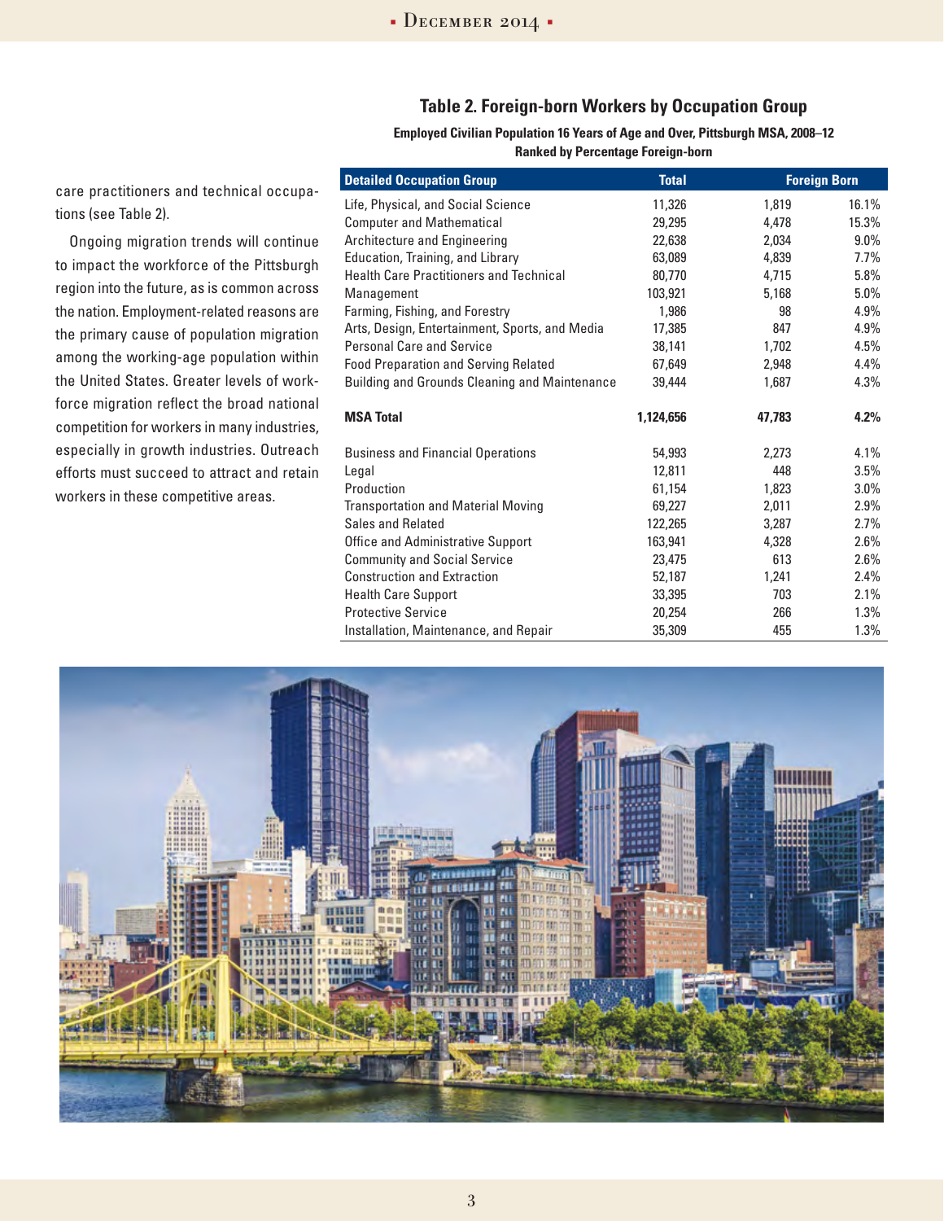care practitioners and technical occupations (see Table 2).

Ongoing migration trends will continue to impact the workforce of the Pittsburgh region into the future, as is common across the nation. Employment-related reasons are the primary cause of population migration among the working-age population within the United States. Greater levels of workforce migration reflect the broad national competition for workers in many industries, especially in growth industries. Outreach efforts must succeed to attract and retain workers in these competitive areas.

## Table 2. Foreign-born Workers by Occupation Group

**Employed Civilian Population 16 Years of Age and Over, Pittsburgh MSA, 2008–12**
**Ranked by Percentage Foreign-born**

| Detailed Occupation Group | Total | Foreign Born | |
|---|---|---|---|
| Life, Physical, and Social Science | 11,326 | 1,819 | 16.1% |
| Computer and Mathematical | 29,295 | 4,478 | 15.3% |
| Architecture and Engineering | 22,638 | 2,034 | 9.0% |
| Education, Training, and Library | 63,089 | 4,839 | 7.7% |
| Health Care Practitioners and Technical | 80,770 | 4,715 | 5.8% |
| Management | 103,921 | 5,168 | 5.0% |
| Farming, Fishing, and Forestry | 1,986 | 98 | 4.9% |
| Arts, Design, Entertainment, Sports, and Media | 17,385 | 847 | 4.9% |
| Personal Care and Service | 38,141 | 1,702 | 4.5% |
| Food Preparation and Serving Related | 67,649 | 2,948 | 4.4% |
| Building and Grounds Cleaning and Maintenance | 39,444 | 1,687 | 4.3% |
| **MSA Total** | **1,124,656** | **47,783** | **4.2%** |
| Business and Financial Operations | 54,993 | 2,273 | 4.1% |
| Legal | 12,811 | 448 | 3.5% |
| Production | 61,154 | 1,823 | 3.0% |
| Transportation and Material Moving | 69,227 | 2,011 | 2.9% |
| Sales and Related | 122,265 | 3,287 | 2.7% |
| Office and Administrative Support | 163,941 | 4,328 | 2.6% |
| Community and Social Service | 23,475 | 613 | 2.6% |
| Construction and Extraction | 52,187 | 1,241 | 2.4% |
| Health Care Support | 33,395 | 703 | 2.1% |
| Protective Service | 20,254 | 266 | 1.3% |
| Installation, Maintenance, and Repair | 35,309 | 455 | 1.3% |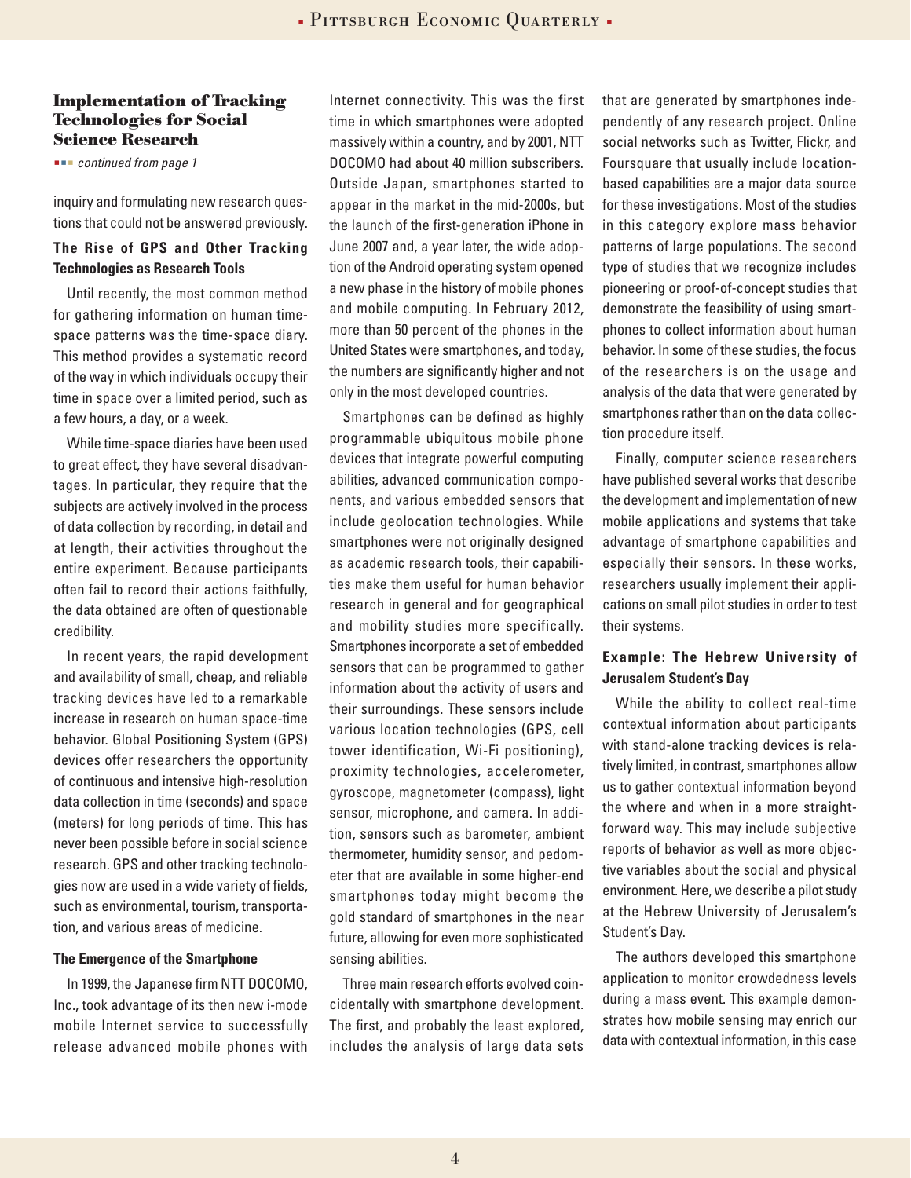### Implementation of Tracking Technologies for Social Science Research

*continued from page 1*

inquiry and formulating new research questions that could not be answered previously.

#### The Rise of GPS and Other Tracking Technologies as Research Tools

Until recently, the most common method for gathering information on human time-space patterns was the time-space diary. This method provides a systematic record of the way in which individuals occupy their time in space over a limited period, such as a few hours, a day, or a week.

While time-space diaries have been used to great effect, they have several disadvantages. In particular, they require that the subjects are actively involved in the process of data collection by recording, in detail and at length, their activities throughout the entire experiment. Because participants often fail to record their actions faithfully, the data obtained are often of questionable credibility.

In recent years, the rapid development and availability of small, cheap, and reliable tracking devices have led to a remarkable increase in research on human space-time behavior. Global Positioning System (GPS) devices offer researchers the opportunity of continuous and intensive high-resolution data collection in time (seconds) and space (meters) for long periods of time. This has never been possible before in social science research. GPS and other tracking technologies now are used in a wide variety of fields, such as environmental, tourism, transportation, and various areas of medicine.

#### The Emergence of the Smartphone

In 1999, the Japanese firm NTT DOCOMO, Inc., took advantage of its then new i-mode mobile Internet service to successfully release advanced mobile phones with Internet connectivity. This was the first time in which smartphones were adopted massively within a country, and by 2001, NTT DOCOMO had about 40 million subscribers. Outside Japan, smartphones started to appear in the market in the mid-2000s, but the launch of the first-generation iPhone in June 2007 and, a year later, the wide adoption of the Android operating system opened a new phase in the history of mobile phones and mobile computing. In February 2012, more than 50 percent of the phones in the United States were smartphones, and today, the numbers are significantly higher and not only in the most developed countries.

Smartphones can be defined as highly programmable ubiquitous mobile phone devices that integrate powerful computing abilities, advanced communication components, and various embedded sensors that include geolocation technologies. While smartphones were not originally designed as academic research tools, their capabilities make them useful for human behavior research in general and for geographical and mobility studies more specifically. Smartphones incorporate a set of embedded sensors that can be programmed to gather information about the activity of users and their surroundings. These sensors include various location technologies (GPS, cell tower identification, Wi-Fi positioning), proximity technologies, accelerometer, gyroscope, magnetometer (compass), light sensor, microphone, and camera. In addition, sensors such as barometer, ambient thermometer, humidity sensor, and pedometer that are available in some higher-end smartphones today might become the gold standard of smartphones in the near future, allowing for even more sophisticated sensing abilities.

Three main research efforts evolved coincidentally with smartphone development. The first, and probably the least explored, includes the analysis of large data sets that are generated by smartphones independently of any research project. Online social networks such as Twitter, Flickr, and Foursquare that usually include location-based capabilities are a major data source for these investigations. Most of the studies in this category explore mass behavior patterns of large populations. The second type of studies that we recognize includes pioneering or proof-of-concept studies that demonstrate the feasibility of using smartphones to collect information about human behavior. In some of these studies, the focus of the researchers is on the usage and analysis of the data that were generated by smartphones rather than on the data collection procedure itself.

Finally, computer science researchers have published several works that describe the development and implementation of new mobile applications and systems that take advantage of smartphone capabilities and especially their sensors. In these works, researchers usually implement their applications on small pilot studies in order to test their systems.

#### Example: The Hebrew University of Jerusalem Student's Day

While the ability to collect real-time contextual information about participants with stand-alone tracking devices is relatively limited, in contrast, smartphones allow us to gather contextual information beyond the where and when in a more straightforward way. This may include subjective reports of behavior as well as more objective variables about the social and physical environment. Here, we describe a pilot study at the Hebrew University of Jerusalem's Student's Day.

The authors developed this smartphone application to monitor crowdedness levels during a mass event. This example demonstrates how mobile sensing may enrich our data with contextual information, in this case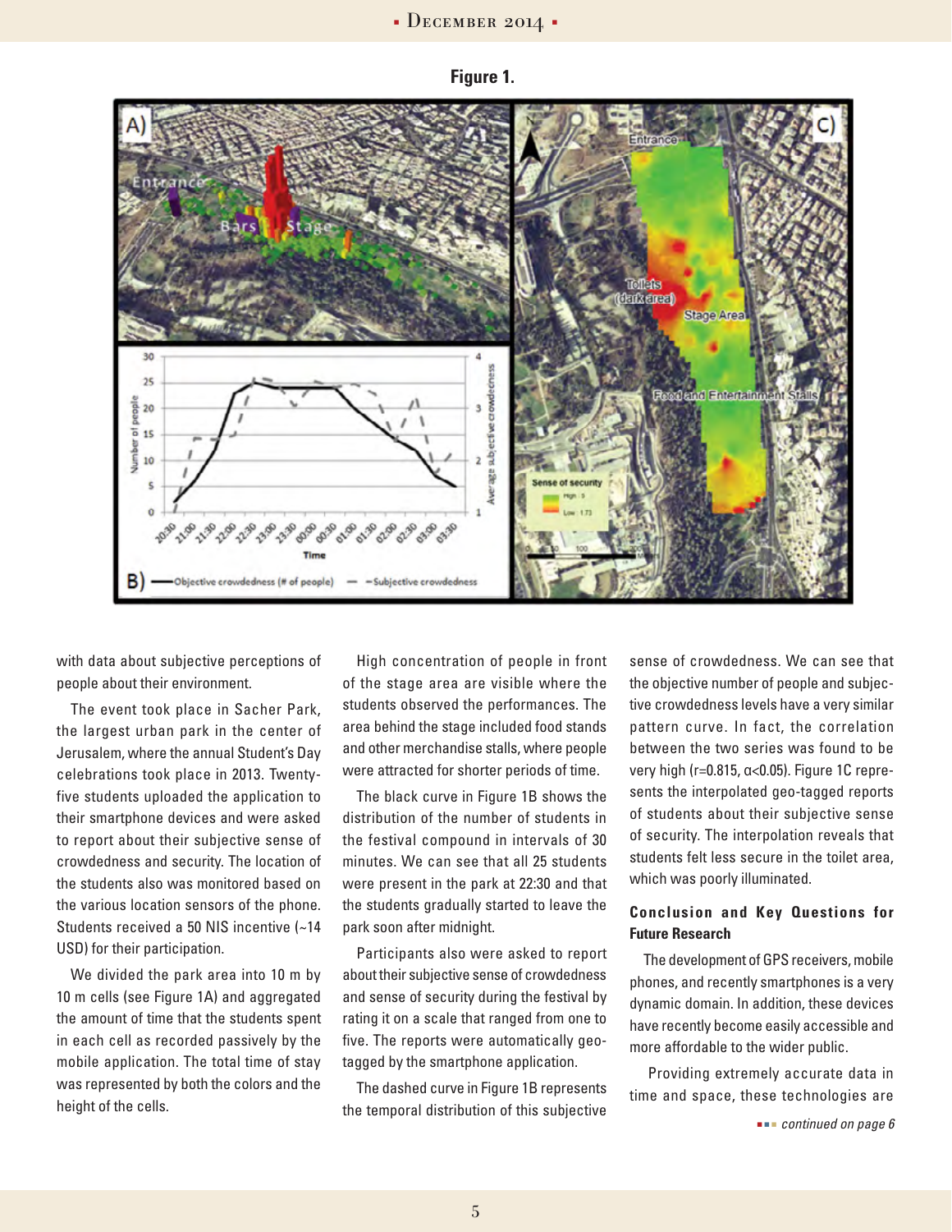**Figure 1.**

with data about subjective perceptions of people about their environment.

The event took place in Sacher Park, the largest urban park in the center of Jerusalem, where the annual Student's Day celebrations took place in 2013. Twenty-five students uploaded the application to their smartphone devices and were asked to report about their subjective sense of crowdedness and security. The location of the students also was monitored based on the various location sensors of the phone. Students received a 50 NIS incentive (~14 USD) for their participation.

We divided the park area into 10 m by 10 m cells (see Figure 1A) and aggregated the amount of time that the students spent in each cell as recorded passively by the mobile application. The total time of stay was represented by both the colors and the height of the cells.

High concentration of people in front of the stage area are visible where the students observed the performances. The area behind the stage included food stands and other merchandise stalls, where people were attracted for shorter periods of time.

The black curve in Figure 1B shows the distribution of the number of students in the festival compound in intervals of 30 minutes. We can see that all 25 students were present in the park at 22:30 and that the students gradually started to leave the park soon after midnight.

Participants also were asked to report about their subjective sense of crowdedness and sense of security during the festival by rating it on a scale that ranged from one to five. The reports were automatically geo-tagged by the smartphone application.

The dashed curve in Figure 1B represents the temporal distribution of this subjective sense of crowdedness. We can see that the objective number of people and subjective crowdedness levels have a very similar pattern curve. In fact, the correlation between the two series was found to be very high ($r=0.815$, $\alpha<0.05$). Figure 1C represents the interpolated geo-tagged reports of students about their subjective sense of security. The interpolation reveals that students felt less secure in the toilet area, which was poorly illuminated.

## Conclusion and Key Questions for Future Research

The development of GPS receivers, mobile phones, and recently smartphones is a very dynamic domain. In addition, these devices have recently become easily accessible and more affordable to the wider public.

Providing extremely accurate data in time and space, these technologies are

*continued on page 6*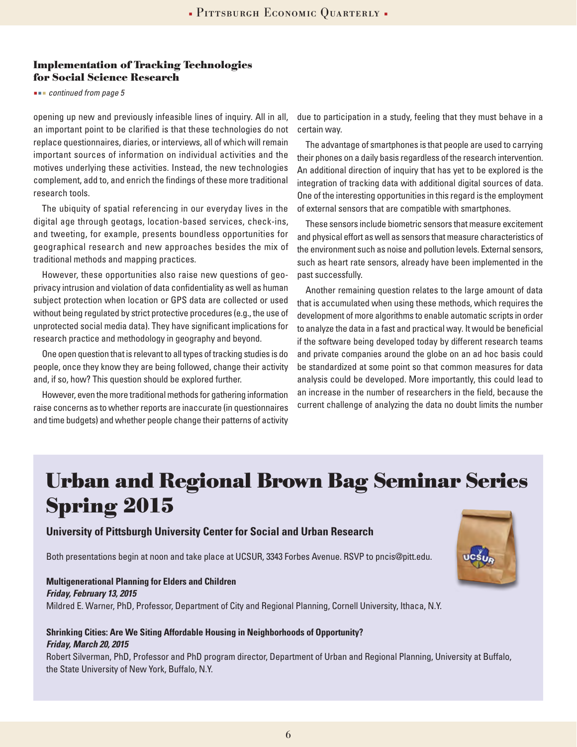### Implementation of Tracking Technologies for Social Science Research

*continued from page 5*

opening up new and previously infeasible lines of inquiry. All in all, an important point to be clarified is that these technologies do not replace questionnaires, diaries, or interviews, all of which will remain important sources of information on individual activities and the motives underlying these activities. Instead, the new technologies complement, add to, and enrich the findings of these more traditional research tools.

The ubiquity of spatial referencing in our everyday lives in the digital age through geotags, location-based services, check-ins, and tweeting, for example, presents boundless opportunities for geographical research and new approaches besides the mix of traditional methods and mapping practices.

However, these opportunities also raise new questions of geo-privacy intrusion and violation of data confidentiality as well as human subject protection when location or GPS data are collected or used without being regulated by strict protective procedures (e.g., the use of unprotected social media data). They have significant implications for research practice and methodology in geography and beyond.

One open question that is relevant to all types of tracking studies is do people, once they know they are being followed, change their activity and, if so, how? This question should be explored further.

However, even the more traditional methods for gathering information raise concerns as to whether reports are inaccurate (in questionnaires and time budgets) and whether people change their patterns of activity due to participation in a study, feeling that they must behave in a certain way.

The advantage of smartphones is that people are used to carrying their phones on a daily basis regardless of the research intervention. An additional direction of inquiry that has yet to be explored is the integration of tracking data with additional digital sources of data. One of the interesting opportunities in this regard is the employment of external sensors that are compatible with smartphones.

These sensors include biometric sensors that measure excitement and physical effort as well as sensors that measure characteristics of the environment such as noise and pollution levels. External sensors, such as heart rate sensors, already have been implemented in the past successfully.

Another remaining question relates to the large amount of data that is accumulated when using these methods, which requires the development of more algorithms to enable automatic scripts in order to analyze the data in a fast and practical way. It would be beneficial if the software being developed today by different research teams and private companies around the globe on an ad hoc basis could be standardized at some point so that common measures for data analysis could be developed. More importantly, this could lead to an increase in the number of researchers in the field, because the current challenge of analyzing the data no doubt limits the number

# Urban and Regional Brown Bag Seminar Series Spring 2015

**University of Pittsburgh University Center for Social and Urban Research**

Both presentations begin at noon and take place at UCSUR, 3343 Forbes Avenue. RSVP to pncis@pitt.edu.

**Multigenerational Planning for Elders and Children**
***Friday, February 13, 2015***
Mildred E. Warner, PhD, Professor, Department of City and Regional Planning, Cornell University, Ithaca, N.Y.

**Shrinking Cities: Are We Siting Affordable Housing in Neighborhoods of Opportunity?**
***Friday, March 20, 2015***
Robert Silverman, PhD, Professor and PhD program director, Department of Urban and Regional Planning, University at Buffalo, the State University of New York, Buffalo, N.Y.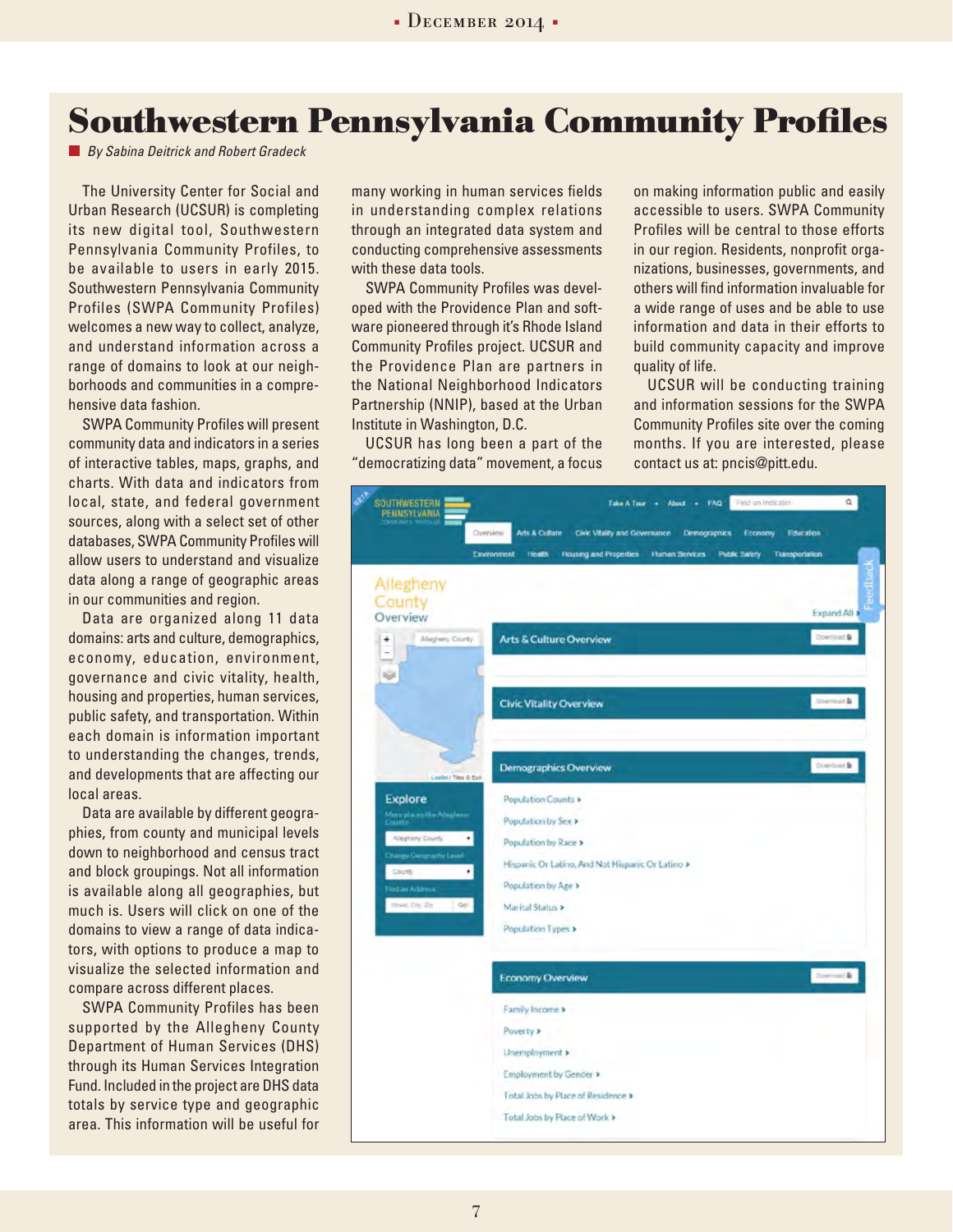# Southwestern Pennsylvania Community Profiles

*By Sabina Deitrick and Robert Gradeck*

The University Center for Social and Urban Research (UCSUR) is completing its new digital tool, Southwestern Pennsylvania Community Profiles, to be available to users in early 2015. Southwestern Pennsylvania Community Profiles (SWPA Community Profiles) welcomes a new way to collect, analyze, and understand information across a range of domains to look at our neighborhoods and communities in a comprehensive data fashion.

SWPA Community Profiles will present community data and indicators in a series of interactive tables, maps, graphs, and charts. With data and indicators from local, state, and federal government sources, along with a select set of other databases, SWPA Community Profiles will allow users to understand and visualize data along a range of geographic areas in our communities and region.

Data are organized along 11 data domains: arts and culture, demographics, economy, education, environment, governance and civic vitality, health, housing and properties, human services, public safety, and transportation. Within each domain is information important to understanding the changes, trends, and developments that are affecting our local areas.

Data are available by different geographies, from county and municipal levels down to neighborhood and census tract and block groupings. Not all information is available along all geographies, but much is. Users will click on one of the domains to view a range of data indicators, with options to produce a map to visualize the selected information and compare across different places.

SWPA Community Profiles has been supported by the Allegheny County Department of Human Services (DHS) through its Human Services Integration Fund. Included in the project are DHS data totals by service type and geographic area. This information will be useful for many working in human services fields in understanding complex relations through an integrated data system and conducting comprehensive assessments with these data tools.

SWPA Community Profiles was developed with the Providence Plan and software pioneered through it's Rhode Island Community Profiles project. UCSUR and the Providence Plan are partners in the National Neighborhood Indicators Partnership (NNIP), based at the Urban Institute in Washington, D.C.

UCSUR has long been a part of the "democratizing data" movement, a focus on making information public and easily accessible to users. SWPA Community Profiles will be central to those efforts in our region. Residents, nonprofit organizations, businesses, governments, and others will find information invaluable for a wide range of uses and be able to use information and data in their efforts to build community capacity and improve quality of life.

UCSUR will be conducting training and information sessions for the SWPA Community Profiles site over the coming months. If you are interested, please contact us at: pncis@pitt.edu.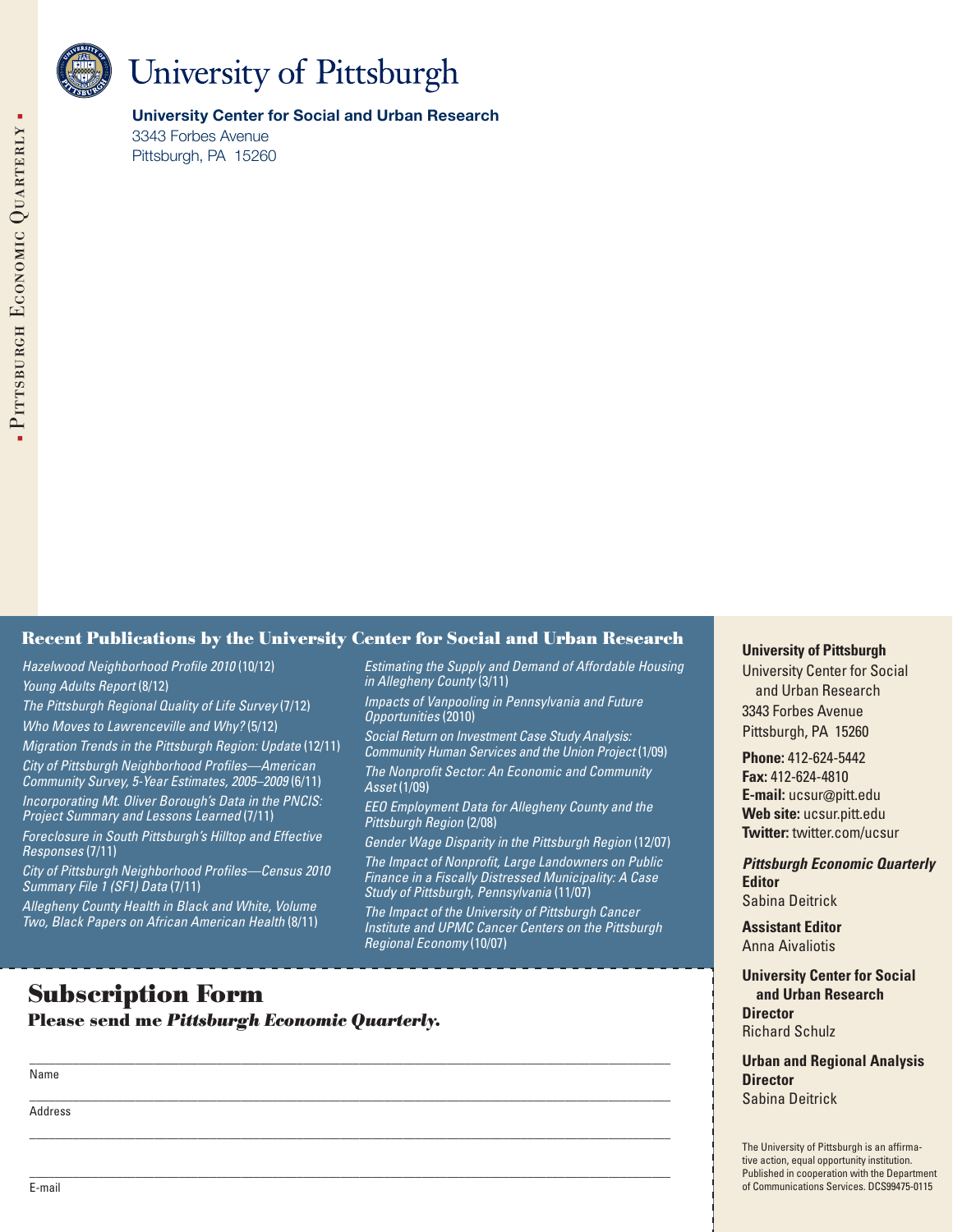# University of Pittsburgh

**University Center for Social and Urban Research**
3343 Forbes Avenue
Pittsburgh, PA 15260

## Recent Publications by the University Center for Social and Urban Research

*Hazelwood Neighborhood Profile 2010* (10/12)

*Young Adults Report* (8/12)

*The Pittsburgh Regional Quality of Life Survey* (7/12)

*Who Moves to Lawrenceville and Why?* (5/12)

*Migration Trends in the Pittsburgh Region: Update* (12/11)

*City of Pittsburgh Neighborhood Profiles—American Community Survey, 5-Year Estimates, 2005–2009* (6/11)

*Incorporating Mt. Oliver Borough's Data in the PNCIS: Project Summary and Lessons Learned* (7/11)

*Foreclosure in South Pittsburgh's Hilltop and Effective Responses* (7/11)

*City of Pittsburgh Neighborhood Profiles—Census 2010 Summary File 1 (SF1) Data* (7/11)

*Allegheny County Health in Black and White, Volume Two, Black Papers on African American Health* (8/11)

*Estimating the Supply and Demand of Affordable Housing in Allegheny County* (3/11)

*Impacts of Vanpooling in Pennsylvania and Future Opportunities* (2010)

*Social Return on Investment Case Study Analysis: Community Human Services and the Union Project* (1/09)

*The Nonprofit Sector: An Economic and Community Asset* (1/09)

*EEO Employment Data for Allegheny County and the Pittsburgh Region* (2/08)

*Gender Wage Disparity in the Pittsburgh Region* (12/07)

*The Impact of Nonprofit, Large Landowners on Public Finance in a Fiscally Distressed Municipality: A Case Study of Pittsburgh, Pennsylvania* (11/07)

*The Impact of the University of Pittsburgh Cancer Institute and UPMC Cancer Centers on the Pittsburgh Regional Economy* (10/07)

## Subscription Form

**Please send me *Pittsburgh Economic Quarterly*.**

Name

Address

E-mail

**University of Pittsburgh**
University Center for Social and Urban Research
3343 Forbes Avenue
Pittsburgh, PA 15260

**Phone:** 412-624-5442
**Fax:** 412-624-4810
**E-mail:** ucsur@pitt.edu
**Web site:** ucsur.pitt.edu
**Twitter:** twitter.com/ucsur

***Pittsburgh Economic Quarterly***
**Editor**
Sabina Deitrick

**Assistant Editor**
Anna Aivaliotis

**University Center for Social and Urban Research**
**Director**
Richard Schulz

**Urban and Regional Analysis**
**Director**
Sabina Deitrick

The University of Pittsburgh is an affirmative action, equal opportunity institution. Published in cooperation with the Department of Communications Services. DCS99475-0115